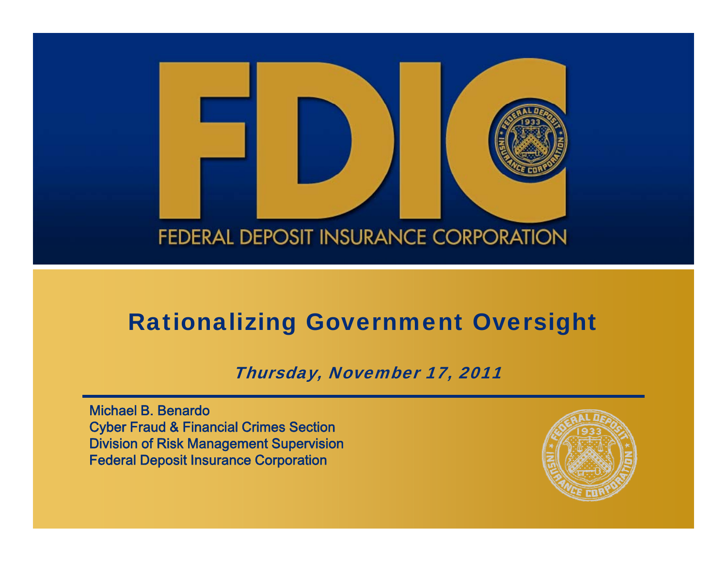FDIC

FEDERAL DEPOSIT INSURANCE CORPORATION

# Rationalizing Government Oversight

*Thursday, November 17, 2011*

Michael B. Benardo
Cyber Fraud & Financial Crimes Section
Division of Risk Management Supervision
Federal Deposit Insurance Corporation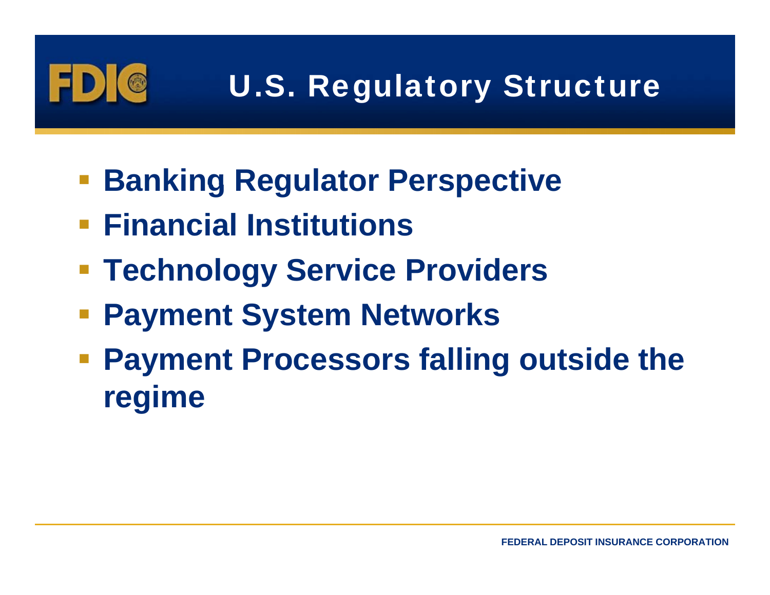# U.S. Regulatory Structure

- **Banking Regulator Perspective**
- **Financial Institutions**
- **Technology Service Providers**
- **Payment System Networks**
- **Payment Processors falling outside the regime**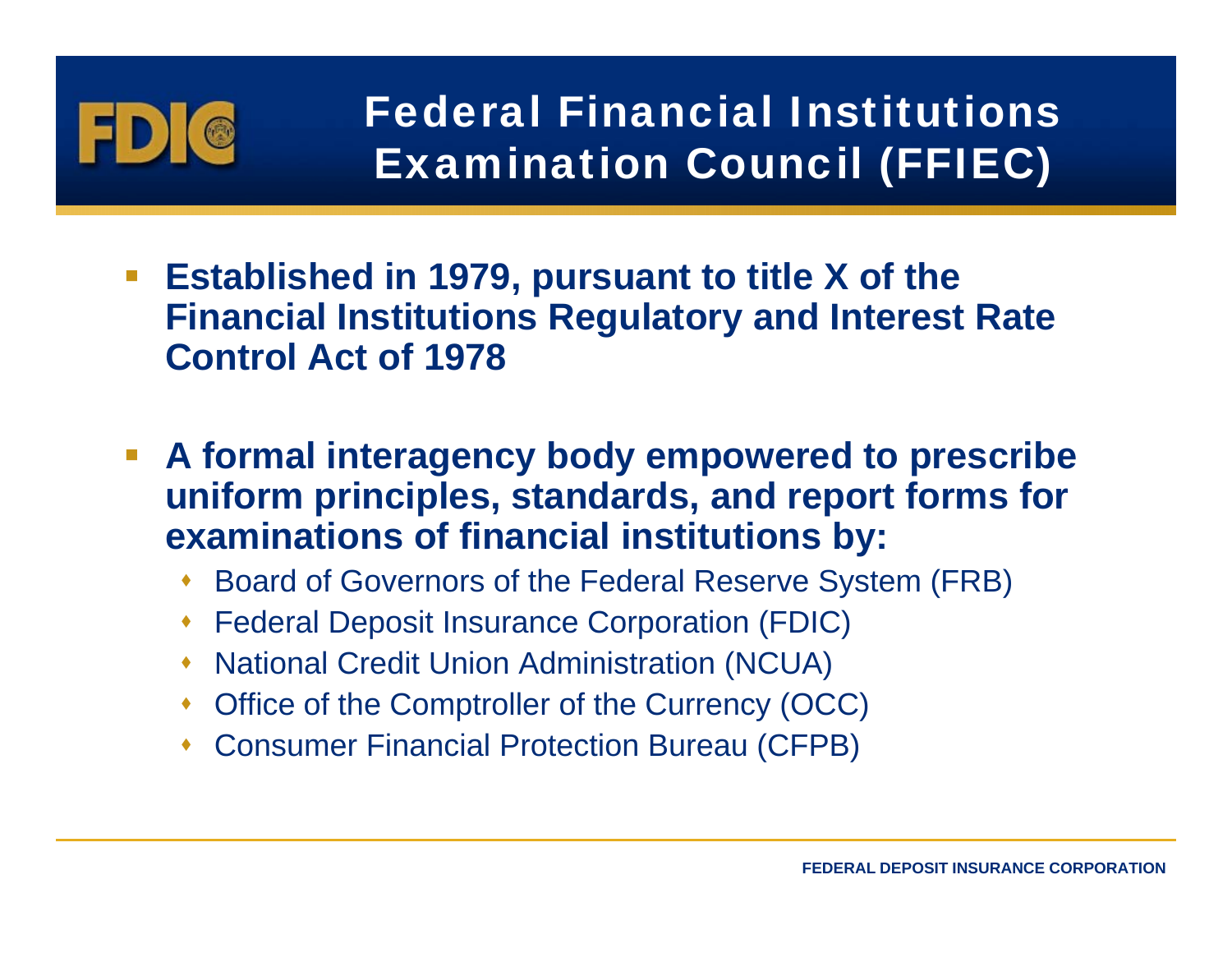# Federal Financial Institutions Examination Council (FFIEC)

- **Established in 1979, pursuant to title X of the Financial Institutions Regulatory and Interest Rate Control Act of 1978**
- **A formal interagency body empowered to prescribe uniform principles, standards, and report forms for examinations of financial institutions by:**
  - Board of Governors of the Federal Reserve System (FRB)
  - Federal Deposit Insurance Corporation (FDIC)
  - National Credit Union Administration (NCUA)
  - Office of the Comptroller of the Currency (OCC)
  - Consumer Financial Protection Bureau (CFPB)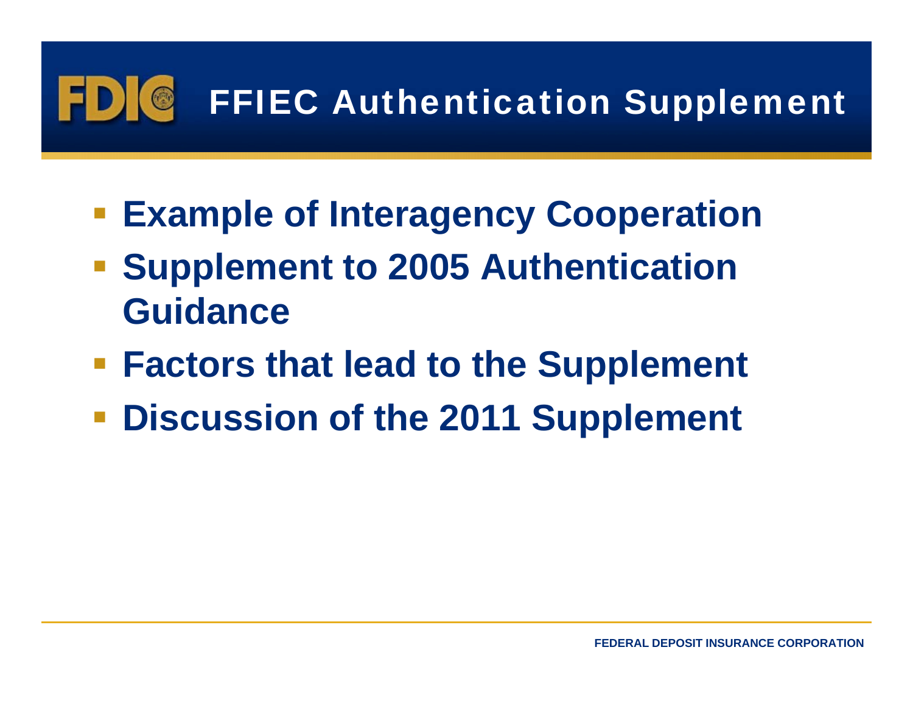# FFIEC Authentication Supplement

- **Example of Interagency Cooperation**
- **Supplement to 2005 Authentication Guidance**
- **Factors that lead to the Supplement**
- **Discussion of the 2011 Supplement**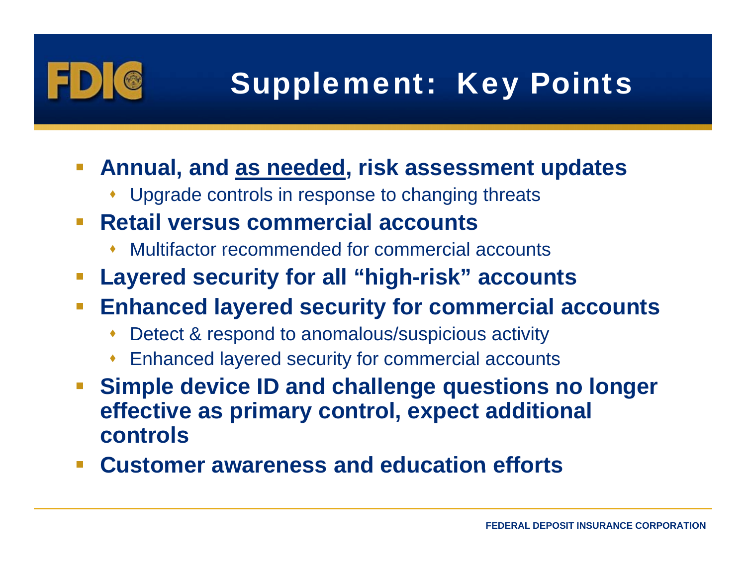# Supplement: Key Points

- **Annual, and <u>as needed</u>, risk assessment updates**
  - Upgrade controls in response to changing threats
- **Retail versus commercial accounts**
  - Multifactor recommended for commercial accounts
- **Layered security for all "high-risk" accounts**
- **Enhanced layered security for commercial accounts**
  - Detect & respond to anomalous/suspicious activity
  - Enhanced layered security for commercial accounts
- **Simple device ID and challenge questions no longer effective as primary control, expect additional controls**
- **Customer awareness and education efforts**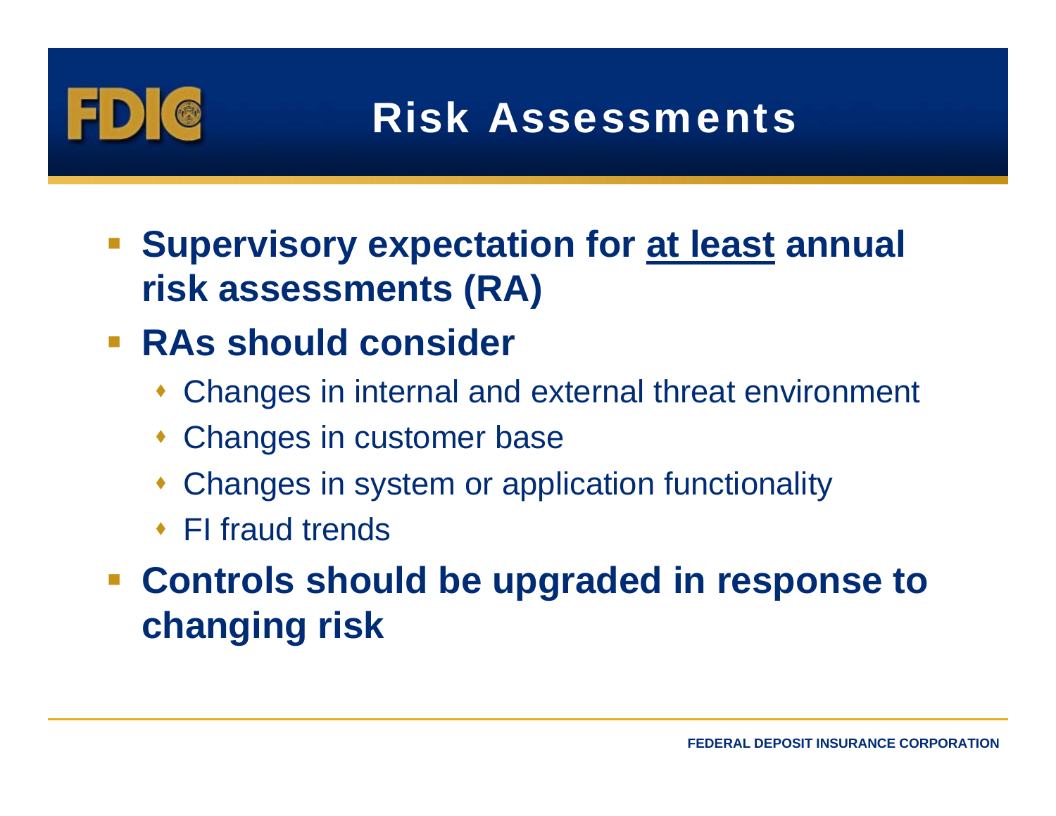# Risk Assessments

- **Supervisory expectation for <u>at least</u> annual risk assessments (RA)**
- **RAs should consider**
  - Changes in internal and external threat environment
  - Changes in customer base
  - Changes in system or application functionality
  - FI fraud trends
- **Controls should be upgraded in response to changing risk**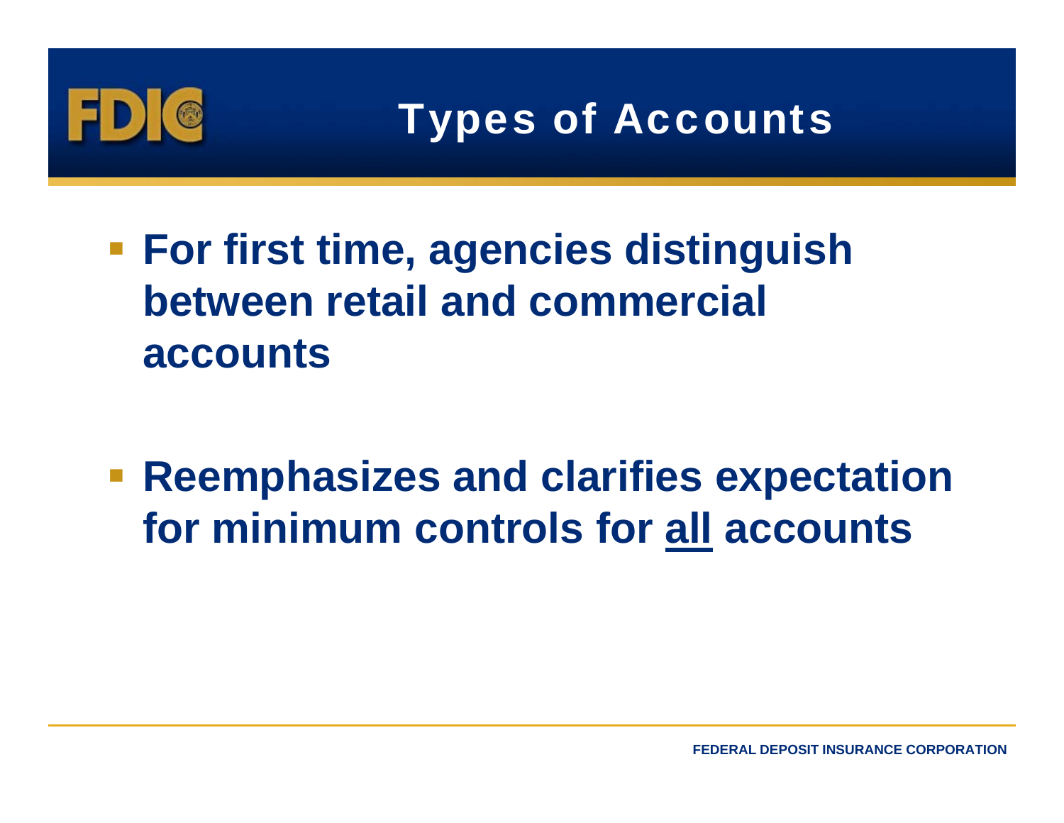# Types of Accounts

- **For first time, agencies distinguish between retail and commercial accounts**

- **Reemphasizes and clarifies expectation for minimum controls for <u>all</u> accounts**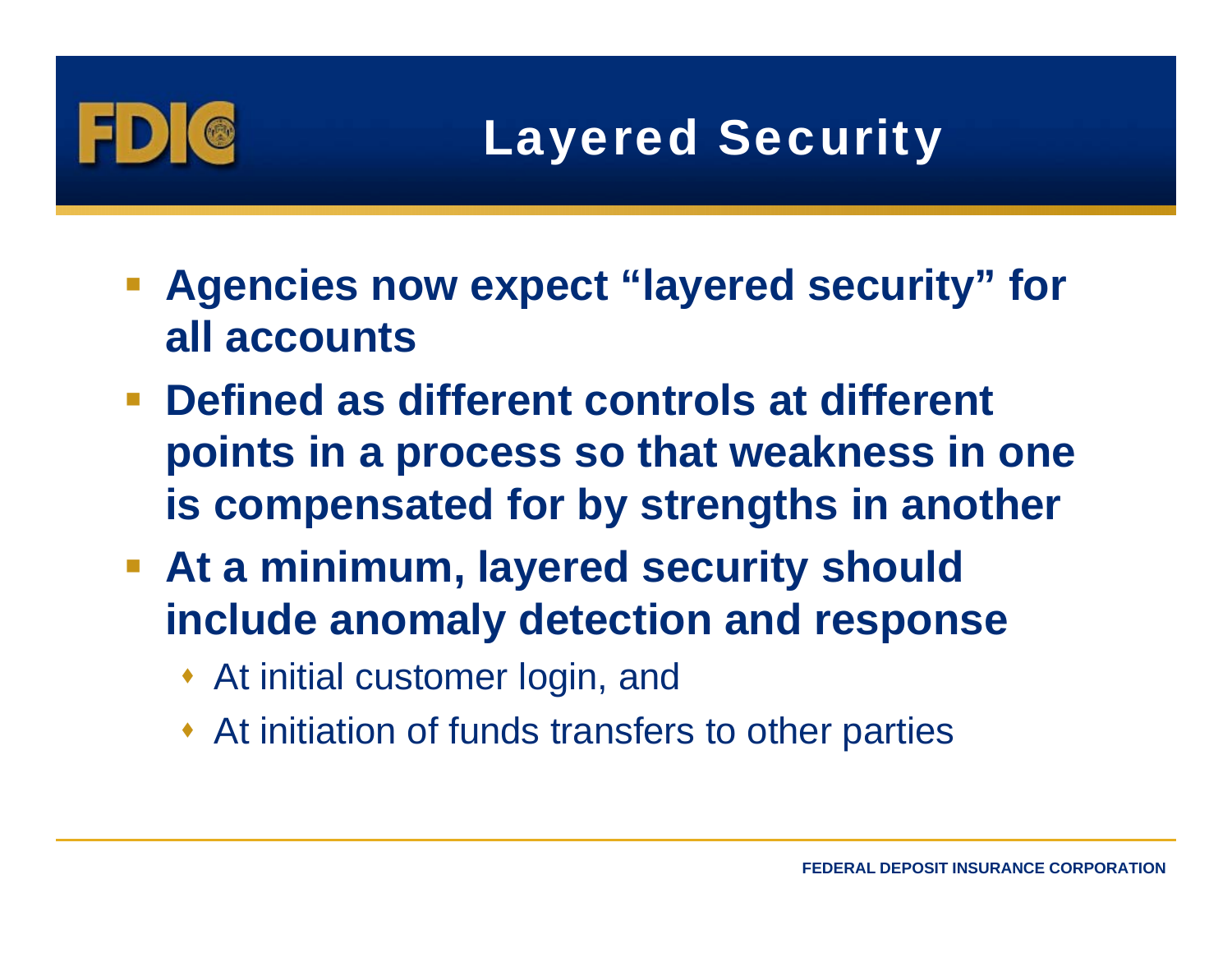# Layered Security

- **Agencies now expect "layered security" for all accounts**
- **Defined as different controls at different points in a process so that weakness in one is compensated for by strengths in another**
- **At a minimum, layered security should include anomaly detection and response**
  - At initial customer login, and
  - At initiation of funds transfers to other parties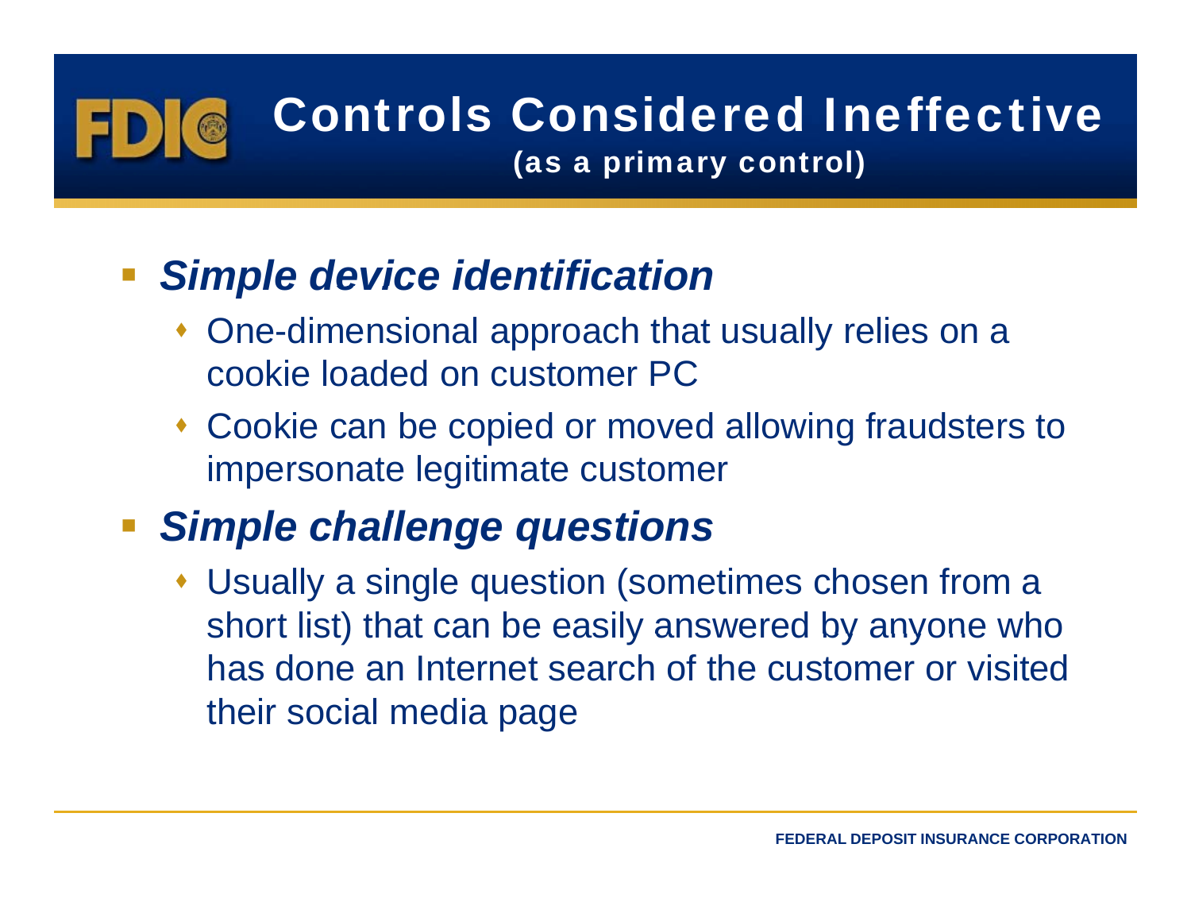# Controls Considered Ineffective

**(as a primary control)**

- ***Simple device identification***
  - One-dimensional approach that usually relies on a cookie loaded on customer PC
  - Cookie can be copied or moved allowing fraudsters to impersonate legitimate customer
- ***Simple challenge questions***
  - Usually a single question (sometimes chosen from a short list) that can be easily answered by anyone who has done an Internet search of the customer or visited their social media page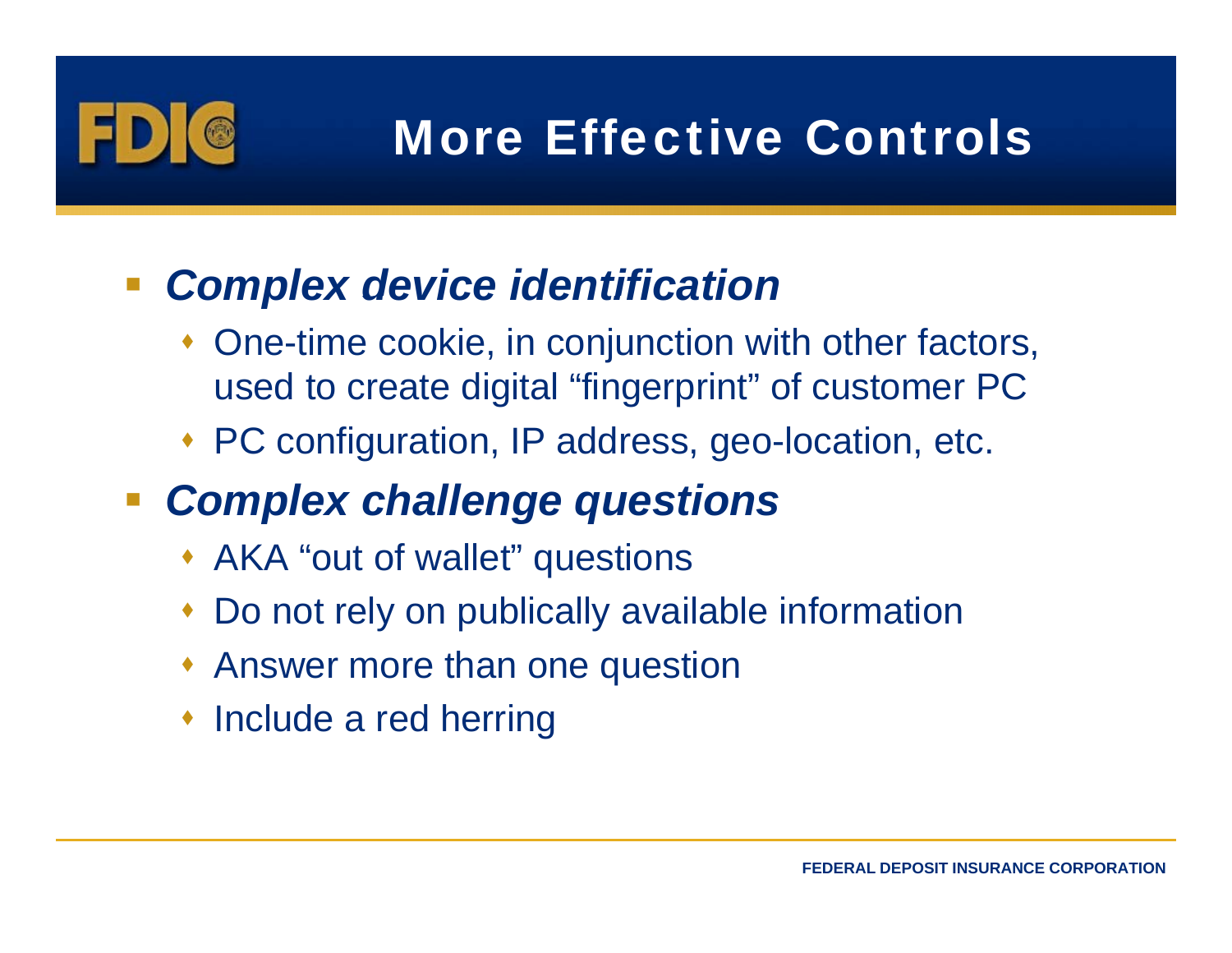# More Effective Controls

- ***Complex device identification***
  - One-time cookie, in conjunction with other factors, used to create digital "fingerprint" of customer PC
  - PC configuration, IP address, geo-location, etc.
- ***Complex challenge questions***
  - AKA "out of wallet" questions
  - Do not rely on publically available information
  - Answer more than one question
  - Include a red herring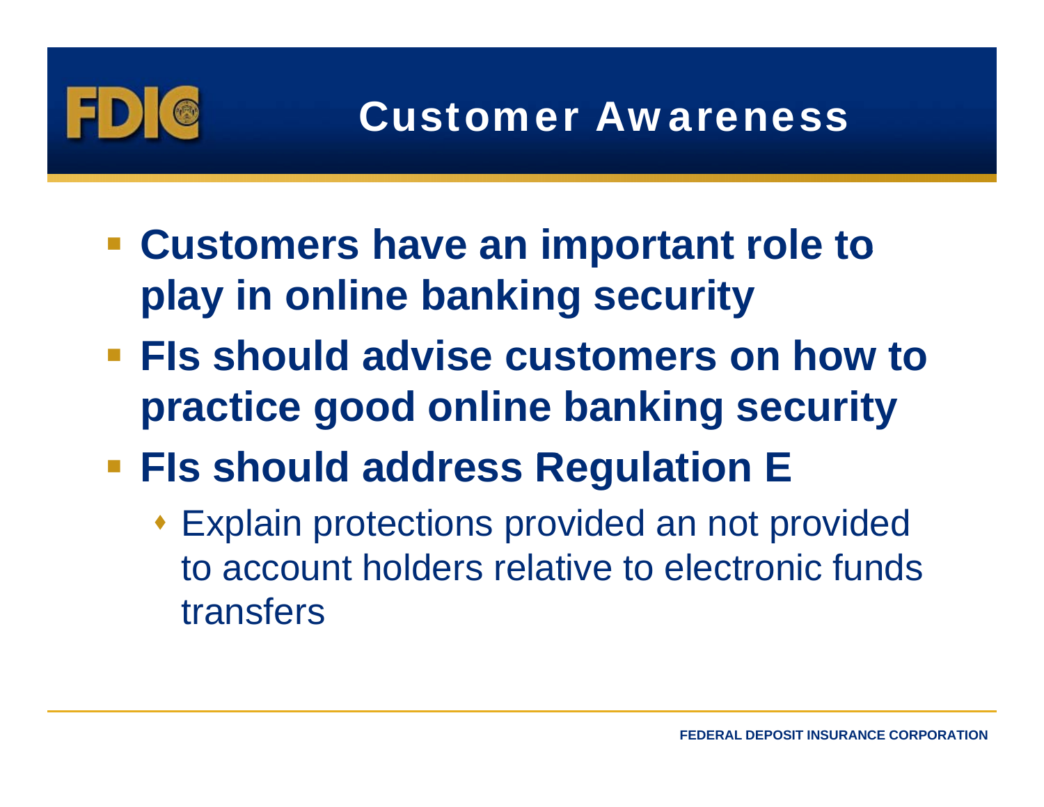# Customer Awareness

- **Customers have an important role to play in online banking security**
- **FIs should advise customers on how to practice good online banking security**
- **FIs should address Regulation E**
  - Explain protections provided an not provided to account holders relative to electronic funds transfers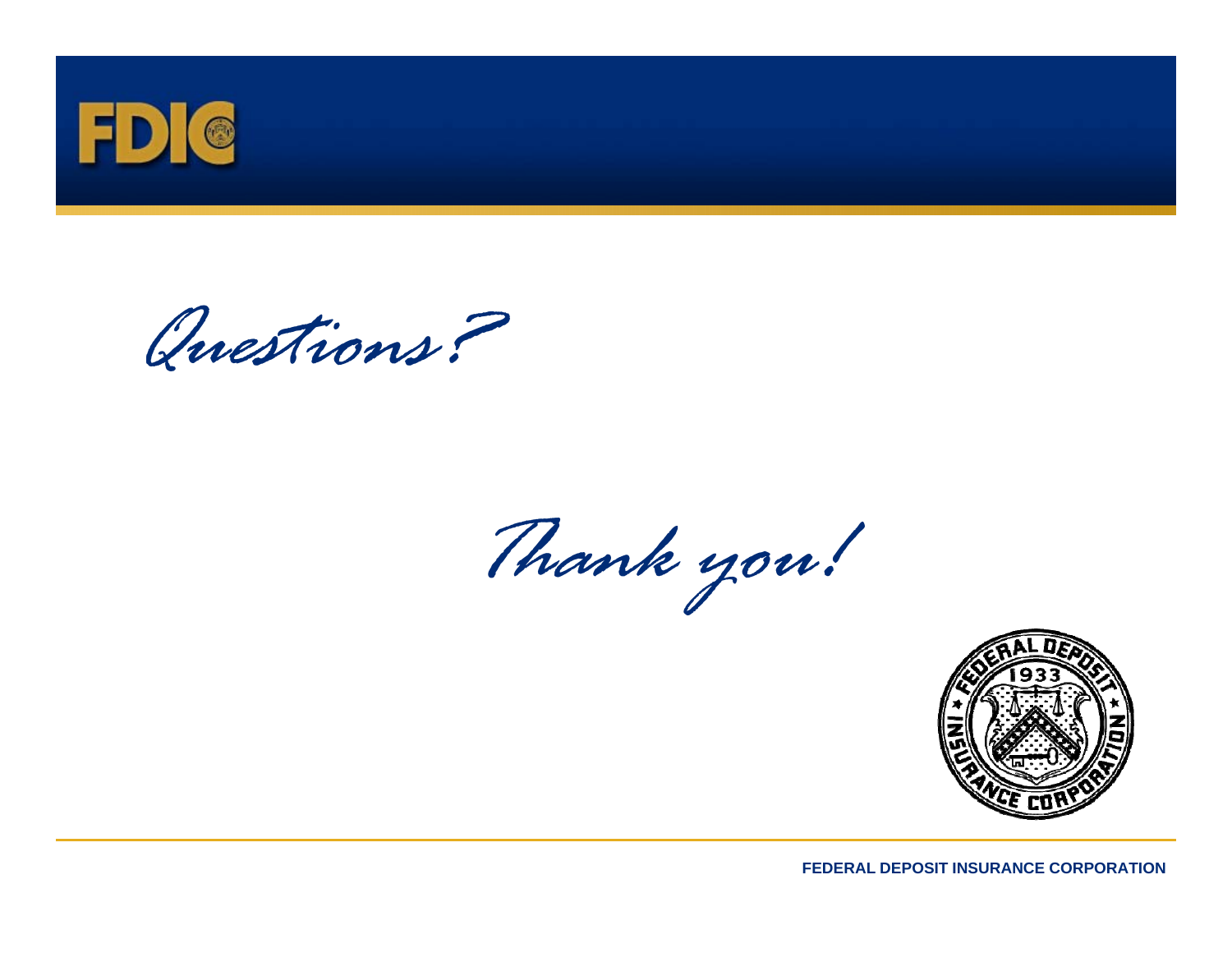*Questions?*

*Thank you!*